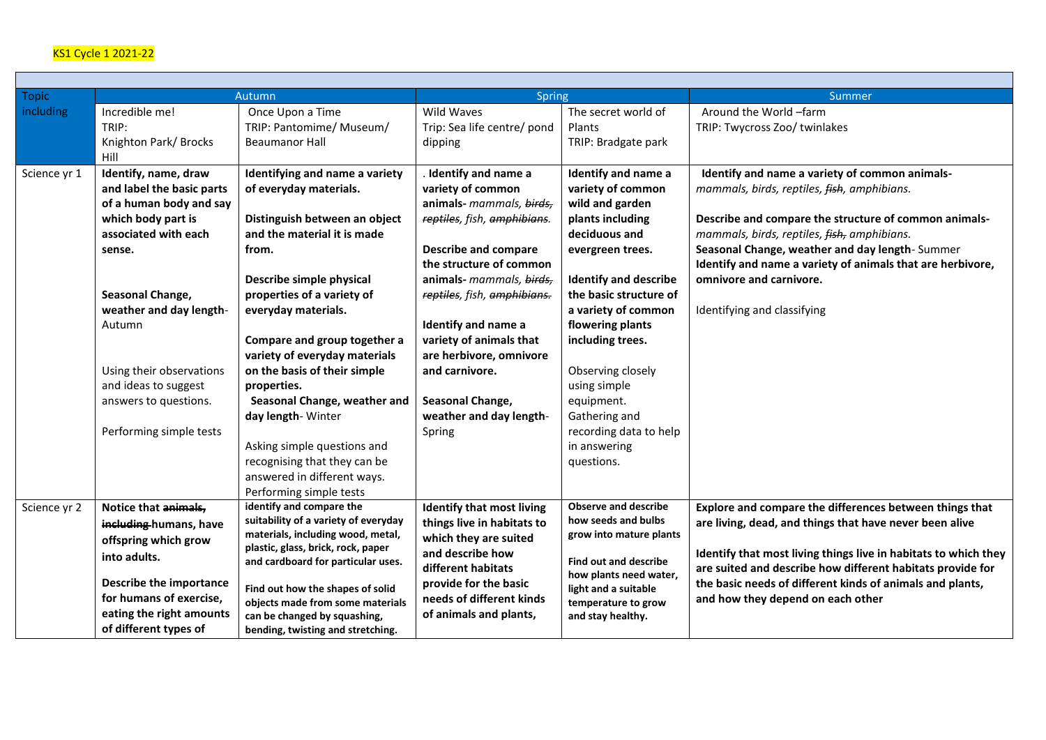KS1 Cycle 1 2021-22

| Topic including | Autumn | | Spring | | Summer |
|---|---|---|---|---|---|
| | Incredible me!<br>TRIP:<br>Knighton Park/ Brocks Hill | Once Upon a Time<br>TRIP: Pantomime/ Museum/ Beaumanor Hall | Wild Waves<br>Trip: Sea life centre/ pond dipping | The secret world of Plants<br>TRIP: Bradgate park | Around the World –farm<br>TRIP: Twycross Zoo/ twinlakes |
| Science yr 1 | **Identify, name, draw and label the basic parts of a human body and say which body part is associated with each sense.**<br><br>**Seasonal Change, weather and day length**- Autumn<br><br>Using their observations and ideas to suggest answers to questions.<br><br>Performing simple tests | **Identifying and name a variety of everyday materials.**<br><br>**Distinguish between an object and the material it is made from.**<br><br>**Describe simple physical properties of a variety of everyday materials.**<br><br>**Compare and group together a variety of everyday materials on the basis of their simple properties.**<br>**Seasonal Change, weather and day length**- Winter<br><br>Asking simple questions and recognising that they can be answered in different ways.<br>Performing simple tests | . **Identify and name a variety of common animals-** *mammals, ~~birds, reptiles~~, fish, ~~amphibians.~~*<br><br>**Describe and compare the structure of common animals-** *mammals, ~~birds, reptiles~~, fish, ~~amphibians.~~*<br><br>**Identify and name a variety of animals that are herbivore, omnivore and carnivore.**<br><br>**Seasonal Change, weather and day length**- Spring | **Identify and name a variety of common wild and garden plants including deciduous and evergreen trees.**<br><br>**Identify and describe the basic structure of a variety of common flowering plants including trees.**<br><br>Observing closely using simple equipment.<br>Gathering and recording data to help in answering questions. | **Identify and name a variety of common animals-** *mammals, birds, reptiles, ~~fish~~, amphibians.*<br><br>**Describe and compare the structure of common animals-** *mammals, birds, reptiles, ~~fish~~, amphibians.*<br>**Seasonal Change, weather and day length**- Summer<br>**Identify and name a variety of animals that are herbivore, omnivore and carnivore.**<br><br>Identifying and classifying |
| Science yr 2 | **Notice that ~~animals, including~~ humans, have offspring which grow into adults.**<br><br>**Describe the importance for humans of exercise, eating the right amounts of different types of** | **identify and compare the suitability of a variety of everyday materials, including wood, metal, plastic, glass, brick, rock, paper and cardboard for particular uses.**<br><br>**Find out how the shapes of solid objects made from some materials can be changed by squashing, bending, twisting and stretching.** | **Identify that most living things live in habitats to which they are suited and describe how different habitats provide for the basic needs of different kinds of animals and plants,** | **Observe and describe how seeds and bulbs grow into mature plants**<br><br>**Find out and describe how plants need water, light and a suitable temperature to grow and stay healthy.** | **Explore and compare the differences between things that are living, dead, and things that have never been alive**<br><br>**Identify that most living things live in habitats to which they are suited and describe how different habitats provide for the basic needs of different kinds of animals and plants, and how they depend on each other** |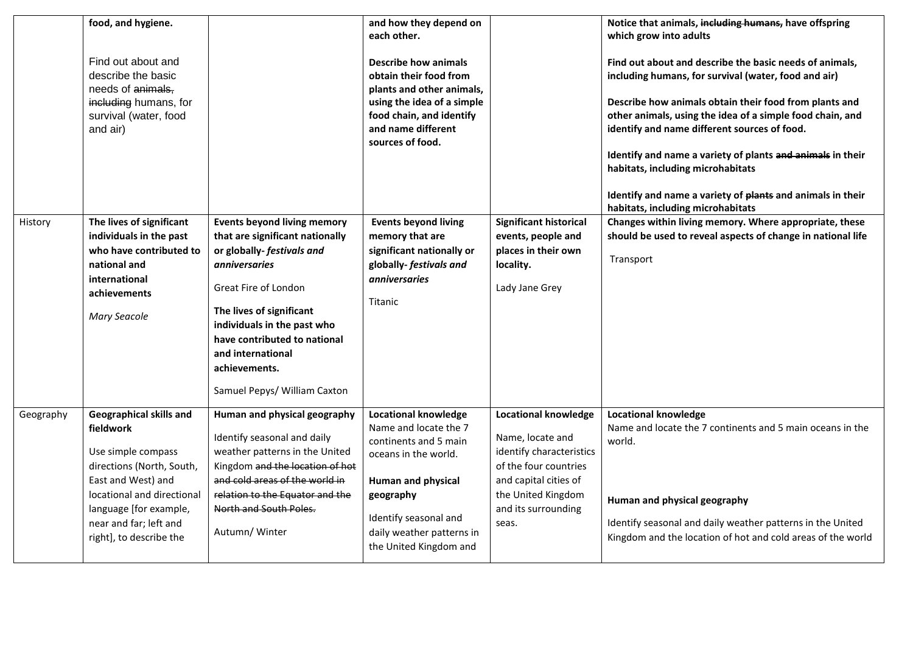| | | | | | |
|---|---|---|---|---|---|
| | **food, and hygiene.**<br><br>Find out about and describe the basic needs of ~~animals, including~~ humans, for survival (water, food and air) | | **and how they depend on each other.**<br><br>**Describe how animals obtain their food from plants and other animals, using the idea of a simple food chain, and identify and name different sources of food.** | | **Notice that animals, ~~including humans,~~ have offspring which grow into adults**<br><br>**Find out about and describe the basic needs of animals, including humans, for survival (water, food and air)**<br><br>**Describe how animals obtain their food from plants and other animals, using the idea of a simple food chain, and identify and name different sources of food.**<br><br>**Identify and name a variety of plants ~~and animals~~ in their habitats, including microhabitats**<br><br>**Identify and name a variety of ~~plants~~ and animals in their habitats, including microhabitats** |
| History | **The lives of significant individuals in the past who have contributed to national and international achievements**<br><br>*Mary Seacole* | **Events beyond living memory that are significant nationally or globally- *festivals and anniversaries***<br><br>Great Fire of London<br><br>**The lives of significant individuals in the past who have contributed to national and international achievements.**<br><br>Samuel Pepys/ William Caxton | **Events beyond living memory that are significant nationally or globally- *festivals and anniversaries***<br><br>Titanic | **Significant historical events, people and places in their own locality.**<br><br>Lady Jane Grey | **Changes within living memory. Where appropriate, these should be used to reveal aspects of change in national life**<br><br>Transport |
| Geography | **Geographical skills and fieldwork**<br><br>Use simple compass directions (North, South, East and West) and locational and directional language [for example, near and far; left and right], to describe the | **Human and physical geography**<br><br>Identify seasonal and daily weather patterns in the United Kingdom ~~and the location of hot and cold areas of the world in relation to the Equator and the North and South Poles.~~<br><br>Autumn/ Winter | **Locational knowledge**<br>Name and locate the 7 continents and 5 main oceans in the world.<br><br>**Human and physical geography**<br><br>Identify seasonal and daily weather patterns in the United Kingdom and | **Locational knowledge**<br><br>Name, locate and identify characteristics of the four countries and capital cities of the United Kingdom and its surrounding seas. | **Locational knowledge**<br>Name and locate the 7 continents and 5 main oceans in the world.<br><br>**Human and physical geography**<br><br>Identify seasonal and daily weather patterns in the United Kingdom and the location of hot and cold areas of the world |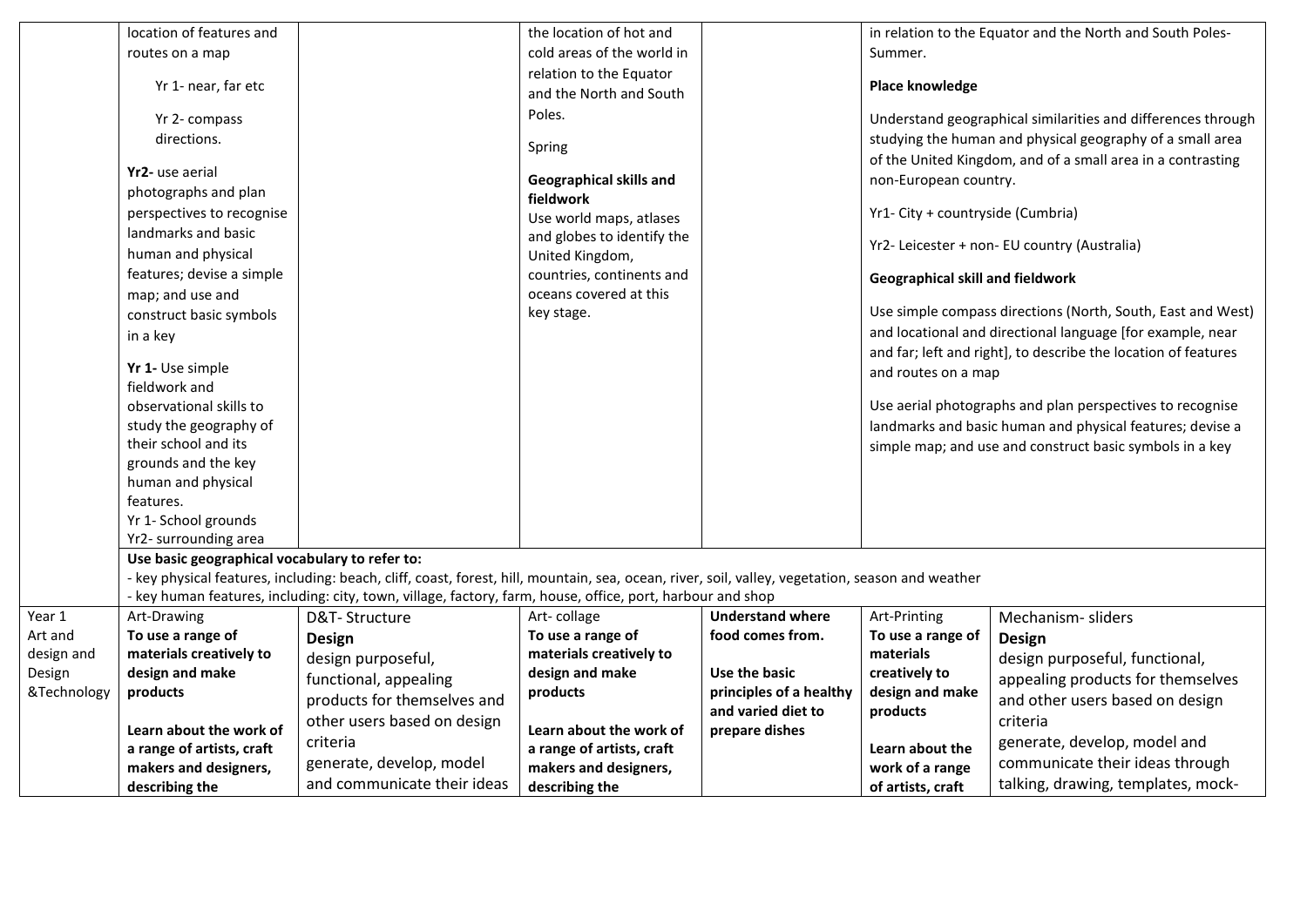| | | | | | | |
|---|---|---|---|---|---|---|
| | location of features and routes on a map<br><br>Yr 1- near, far etc<br><br>Yr 2- compass directions.<br><br>**Yr2-** use aerial photographs and plan perspectives to recognise landmarks and basic human and physical features; devise a simple map; and use and construct basic symbols in a key<br><br>**Yr 1-** Use simple fieldwork and observational skills to study the geography of their school and its grounds and the key human and physical features.<br>Yr 1- School grounds<br>Yr2- surrounding area | | the location of hot and cold areas of the world in relation to the Equator and the North and South Poles.<br><br>Spring<br><br>**Geographical skills and fieldwork**<br>Use world maps, atlases and globes to identify the United Kingdom, countries, continents and oceans covered at this key stage. | | in relation to the Equator and the North and South Poles- Summer.<br><br>**Place knowledge**<br><br>Understand geographical similarities and differences through studying the human and physical geography of a small area of the United Kingdom, and of a small area in a contrasting non-European country.<br><br>Yr1- City + countryside (Cumbria)<br><br>Yr2- Leicester + non- EU country (Australia)<br><br>**Geographical skill and fieldwork**<br><br>Use simple compass directions (North, South, East and West) and locational and directional language [for example, near and far; left and right], to describe the location of features and routes on a map<br><br>Use aerial photographs and plan perspectives to recognise landmarks and basic human and physical features; devise a simple map; and use and construct basic symbols in a key | |
| | **Use basic geographical vocabulary to refer to:**<br>- key physical features, including: beach, cliff, coast, forest, hill, mountain, sea, ocean, river, soil, valley, vegetation, season and weather<br>- key human features, including: city, town, village, factory, farm, house, office, port, harbour and shop | | | | | |
| Year 1 Art and design and Design &Technology | Art-Drawing<br>**To use a range of materials creatively to design and make products**<br><br>**Learn about the work of a range of artists, craft makers and designers, describing the** | D&T- Structure<br>**Design**<br>design purposeful, functional, appealing products for themselves and other users based on design criteria<br>generate, develop, model and communicate their ideas | Art- collage<br>**To use a range of materials creatively to design and make products**<br><br>**Learn about the work of a range of artists, craft makers and designers, describing the** | **Understand where food comes from.**<br><br>**Use the basic principles of a healthy and varied diet to prepare dishes** | Art-Printing<br>**To use a range of materials creatively to design and make products**<br><br>**Learn about the work of a range of artists, craft** | Mechanism- sliders<br>**Design**<br>design purposeful, functional, appealing products for themselves and other users based on design criteria<br>generate, develop, model and communicate their ideas through talking, drawing, templates, mock- |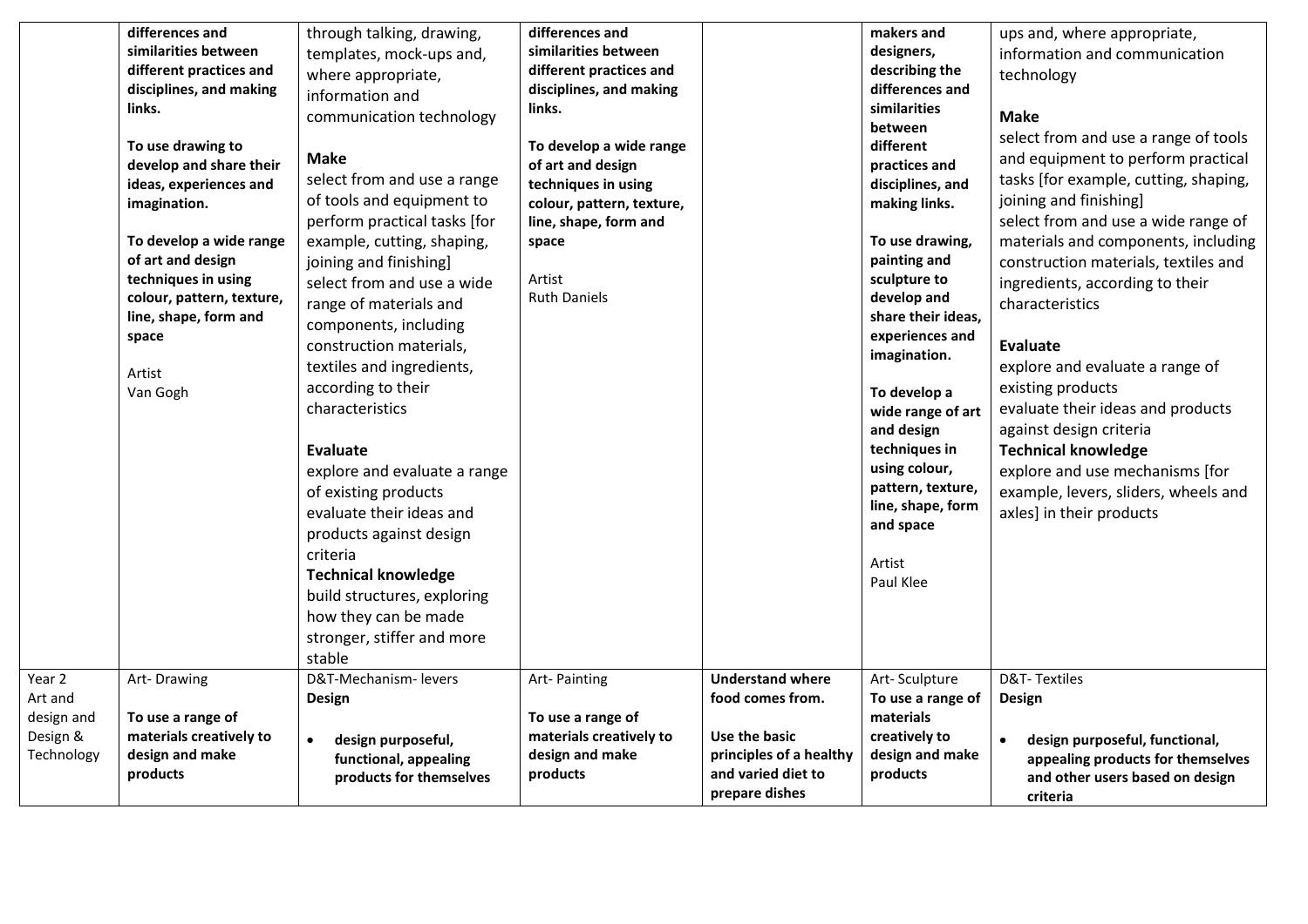| | | | | | | |
|---|---|---|---|---|---|---|
| | **differences and similarities between different practices and disciplines, and making links.**<br><br>**To use drawing to develop and share their ideas, experiences and imagination.**<br><br>**To develop a wide range of art and design techniques in using colour, pattern, texture, line, shape, form and space**<br><br>Artist<br>Van Gogh | through talking, drawing, templates, mock-ups and, where appropriate, information and communication technology<br><br>**Make**<br>select from and use a range of tools and equipment to perform practical tasks [for example, cutting, shaping, joining and finishing]<br>select from and use a wide range of materials and components, including construction materials, textiles and ingredients, according to their characteristics<br><br>**Evaluate**<br>explore and evaluate a range of existing products<br>evaluate their ideas and products against design criteria<br>**Technical knowledge**<br>build structures, exploring how they can be made stronger, stiffer and more stable | **differences and similarities between different practices and disciplines, and making links.**<br><br>**To develop a wide range of art and design techniques in using colour, pattern, texture, line, shape, form and space**<br><br>Artist<br>Ruth Daniels | | **makers and designers, describing the differences and similarities between different practices and disciplines, and making links.**<br><br>**To use drawing, painting and sculpture to develop and share their ideas, experiences and imagination.**<br><br>**To develop a wide range of art and design techniques in using colour, pattern, texture, line, shape, form and space**<br><br>Artist<br>Paul Klee | ups and, where appropriate, information and communication technology<br><br>**Make**<br>select from and use a range of tools and equipment to perform practical tasks [for example, cutting, shaping, joining and finishing]<br>select from and use a wide range of materials and components, including construction materials, textiles and ingredients, according to their characteristics<br><br>**Evaluate**<br>explore and evaluate a range of existing products<br>evaluate their ideas and products against design criteria<br>**Technical knowledge**<br>explore and use mechanisms [for example, levers, sliders, wheels and axles] in their products |
| Year 2<br>Art and design and Design & Technology | Art- Drawing<br><br>**To use a range of materials creatively to design and make products** | D&T-Mechanism- levers<br>**Design**<br><br>• **design purposeful, functional, appealing products for themselves** | Art- Painting<br><br>**To use a range of materials creatively to design and make products** | **Understand where food comes from.**<br><br>**Use the basic principles of a healthy and varied diet to prepare dishes** | Art- Sculpture<br>**To use a range of materials creatively to design and make products** | D&T- Textiles<br>**Design**<br><br>• **design purposeful, functional, appealing products for themselves and other users based on design criteria** |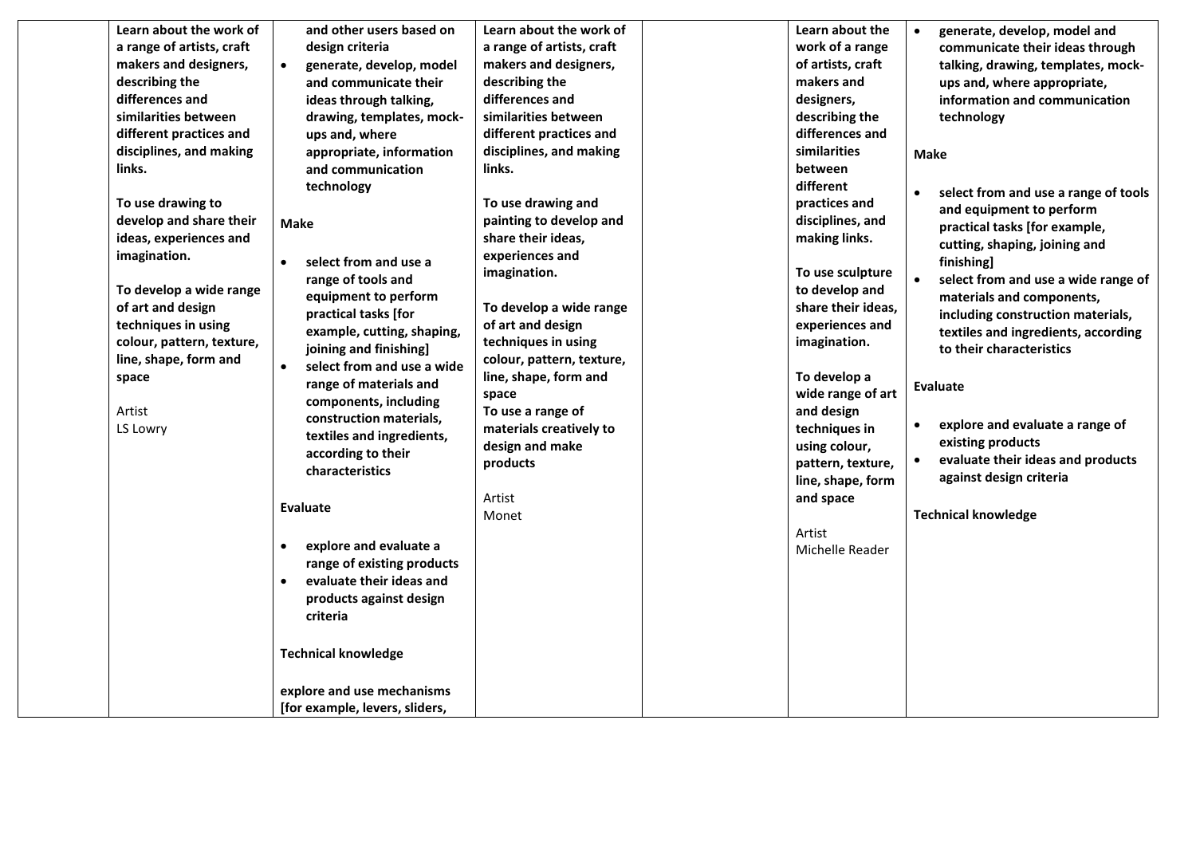|  | **Learn about the work of a range of artists, craft makers and designers, describing the differences and similarities between different practices and disciplines, and making links.**<br><br>**To use drawing to develop and share their ideas, experiences and imagination.**<br><br>**To develop a wide range of art and design techniques in using colour, pattern, texture, line, shape, form and space**<br><br>Artist<br>LS Lowry | **and other users based on design criteria**<br>• **generate, develop, model and communicate their ideas through talking, drawing, templates, mock-ups and, where appropriate, information and communication technology**<br><br>**Make**<br><br>• **select from and use a range of tools and equipment to perform practical tasks [for example, cutting, shaping, joining and finishing]**<br>• **select from and use a wide range of materials and components, including construction materials, textiles and ingredients, according to their characteristics**<br><br>**Evaluate**<br><br>• **explore and evaluate a range of existing products**<br>• **evaluate their ideas and products against design criteria**<br><br>**Technical knowledge**<br><br>**explore and use mechanisms [for example, levers, sliders,** | **Learn about the work of a range of artists, craft makers and designers, describing the differences and similarities between different practices and disciplines, and making links.**<br><br>**To use drawing and painting to develop and share their ideas, experiences and imagination.**<br><br>**To develop a wide range of art and design techniques in using colour, pattern, texture, line, shape, form and space**<br>**To use a range of materials creatively to design and make products**<br><br>Artist<br>Monet |  | **Learn about the work of a range of artists, craft makers and designers, describing the differences and similarities between different practices and disciplines, and making links.**<br><br>**To use sculpture to develop and share their ideas, experiences and imagination.**<br><br>**To develop a wide range of art and design techniques in using colour, pattern, texture, line, shape, form and space**<br><br>Artist<br>Michelle Reader | • **generate, develop, model and communicate their ideas through talking, drawing, templates, mock-ups and, where appropriate, information and communication technology**<br><br>**Make**<br><br>• **select from and use a range of tools and equipment to perform practical tasks [for example, cutting, shaping, joining and finishing]**<br>• **select from and use a wide range of materials and components, including construction materials, textiles and ingredients, according to their characteristics**<br><br>**Evaluate**<br><br>• **explore and evaluate a range of existing products**<br>• **evaluate their ideas and products against design criteria**<br><br>**Technical knowledge** |
|---|---|---|---|---|---|---|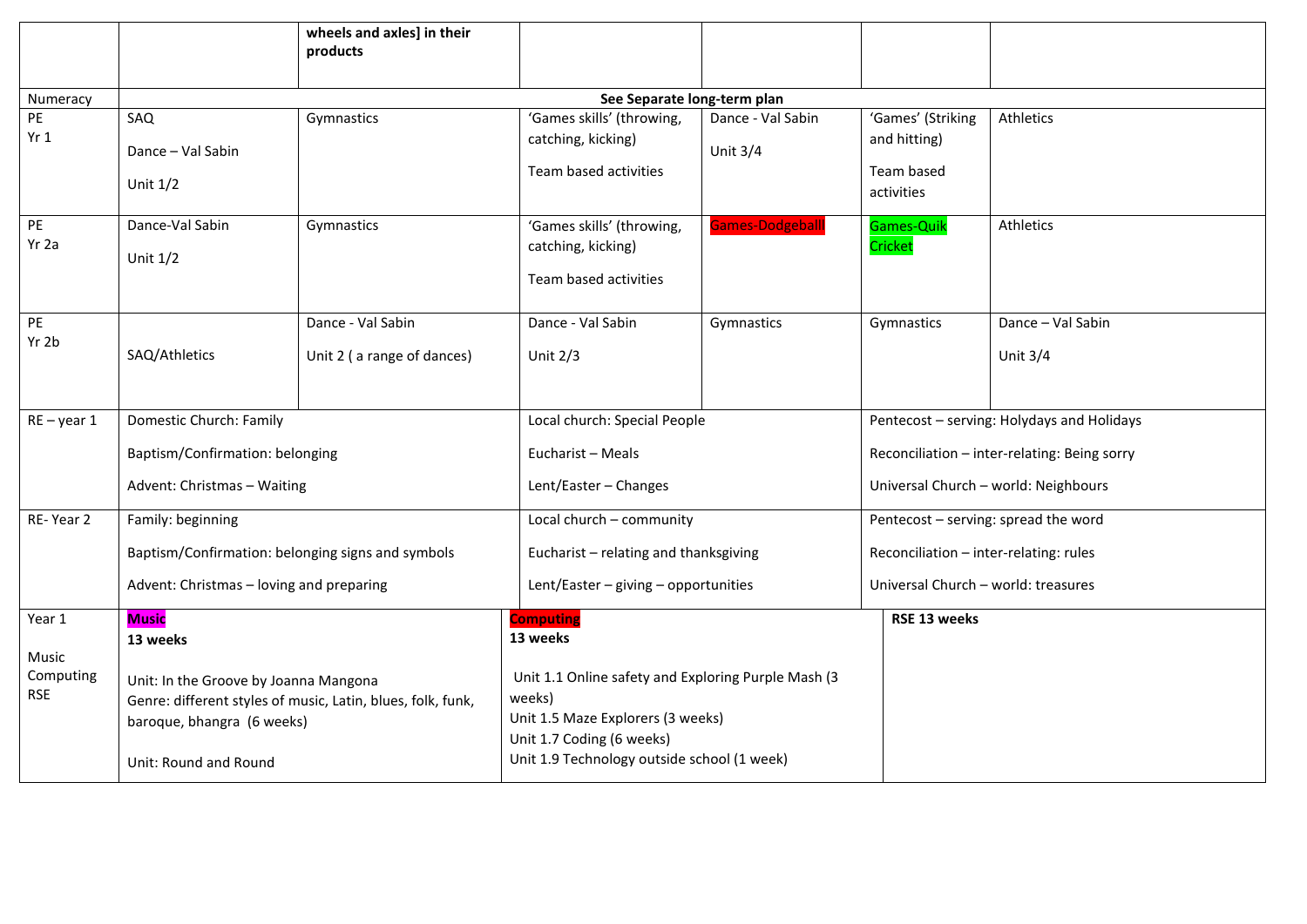| | | | | | | |
|---|---|---|---|---|---|---|
| | | **wheels and axles] in their products** | | | | |
| Numeracy | **See Separate long-term plan** | | | | | |
| PE Yr 1 | SAQ<br><br>Dance – Val Sabin<br><br>Unit 1/2 | Gymnastics | 'Games skills' (throwing, catching, kicking)<br><br>Team based activities | Dance - Val Sabin<br><br>Unit 3/4 | 'Games' (Striking and hitting)<br><br>Team based activities | Athletics |
| PE Yr 2a | Dance-Val Sabin<br><br>Unit 1/2 | Gymnastics | 'Games skills' (throwing, catching, kicking)<br><br>Team based activities | Games-Dodgeballl | Games-Quik Cricket | Athletics |
| PE Yr 2b | SAQ/Athletics | Dance - Val Sabin<br><br>Unit 2 ( a range of dances) | Dance - Val Sabin<br><br>Unit 2/3 | Gymnastics | Gymnastics | Dance – Val Sabin<br><br>Unit 3/4 |
| RE – year 1 | Domestic Church: Family<br><br>Baptism/Confirmation: belonging<br><br>Advent: Christmas – Waiting | | Local church: Special People<br><br>Eucharist – Meals<br><br>Lent/Easter – Changes | | Pentecost – serving: Holydays and Holidays<br><br>Reconciliation – inter-relating: Being sorry<br><br>Universal Church – world: Neighbours | |
| RE- Year 2 | Family: beginning<br><br>Baptism/Confirmation: belonging signs and symbols<br><br>Advent: Christmas – loving and preparing | | Local church – community<br><br>Eucharist – relating and thanksgiving<br><br>Lent/Easter – giving – opportunities | | Pentecost – serving: spread the word<br><br>Reconciliation – inter-relating: rules<br><br>Universal Church – world: treasures | |
| Year 1<br><br>Music<br>Computing<br>RSE | **Music**<br>**13 weeks**<br><br>Unit: In the Groove by Joanna Mangona<br>Genre: different styles of music, Latin, blues, folk, funk, baroque, bhangra (6 weeks)<br><br>Unit: Round and Round | | **Computing**<br>**13 weeks**<br><br>Unit 1.1 Online safety and Exploring Purple Mash (3 weeks)<br>Unit 1.5 Maze Explorers (3 weeks)<br>Unit 1.7 Coding (6 weeks)<br>Unit 1.9 Technology outside school (1 week) | | **RSE 13 weeks** | |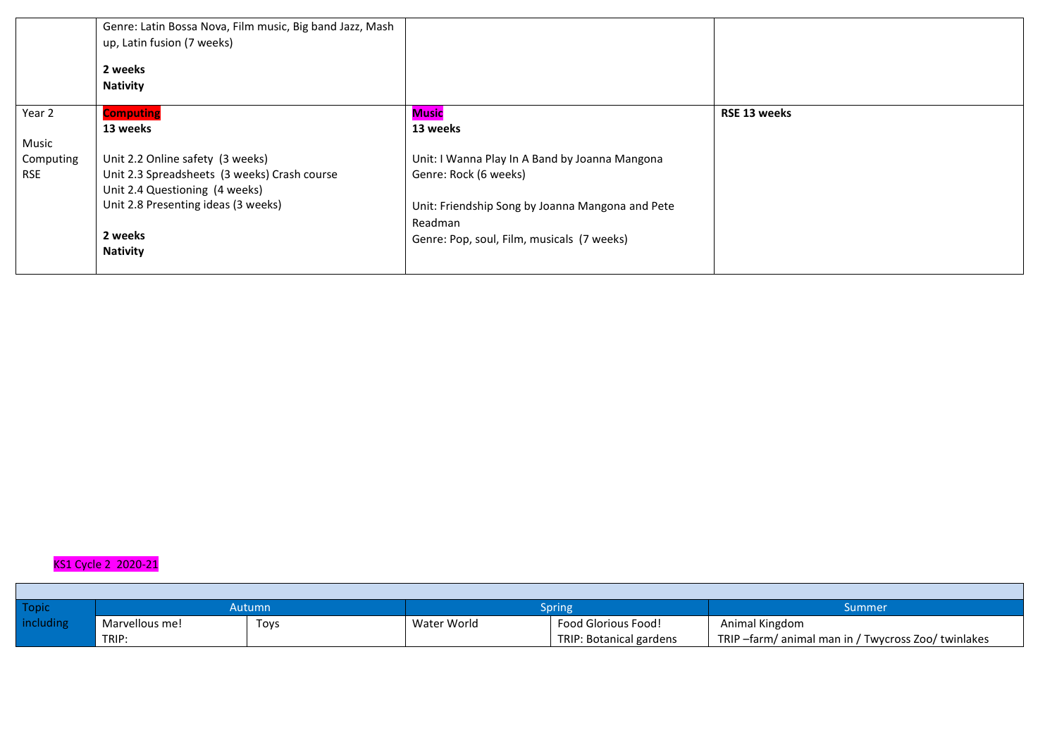| | | | |
|---|---|---|---|
| | Genre: Latin Bossa Nova, Film music, Big band Jazz, Mash up, Latin fusion (7 weeks)<br><br>**2 weeks**<br>**Nativity** | | |
| Year 2<br><br>Music<br>Computing<br>RSE | **Computing**<br>**13 weeks**<br><br>Unit 2.2 Online safety (3 weeks)<br>Unit 2.3 Spreadsheets (3 weeks) Crash course<br>Unit 2.4 Questioning (4 weeks)<br>Unit 2.8 Presenting ideas (3 weeks)<br><br>**2 weeks**<br>**Nativity** | **Music**<br>**13 weeks**<br><br>Unit: I Wanna Play In A Band by Joanna Mangona<br>Genre: Rock (6 weeks)<br><br>Unit: Friendship Song by Joanna Mangona and Pete Readman<br>Genre: Pop, soul, Film, musicals (7 weeks) | **RSE 13 weeks** |

KS1 Cycle 2 2020-21

| Topic including | Autumn | | Spring | | Summer |
|---|---|---|---|---|---|
| | Marvellous me!<br>TRIP: | Toys | Water World | Food Glorious Food!<br>TRIP: Botanical gardens | Animal Kingdom<br>TRIP –farm/ animal man in / Twycross Zoo/ twinlakes |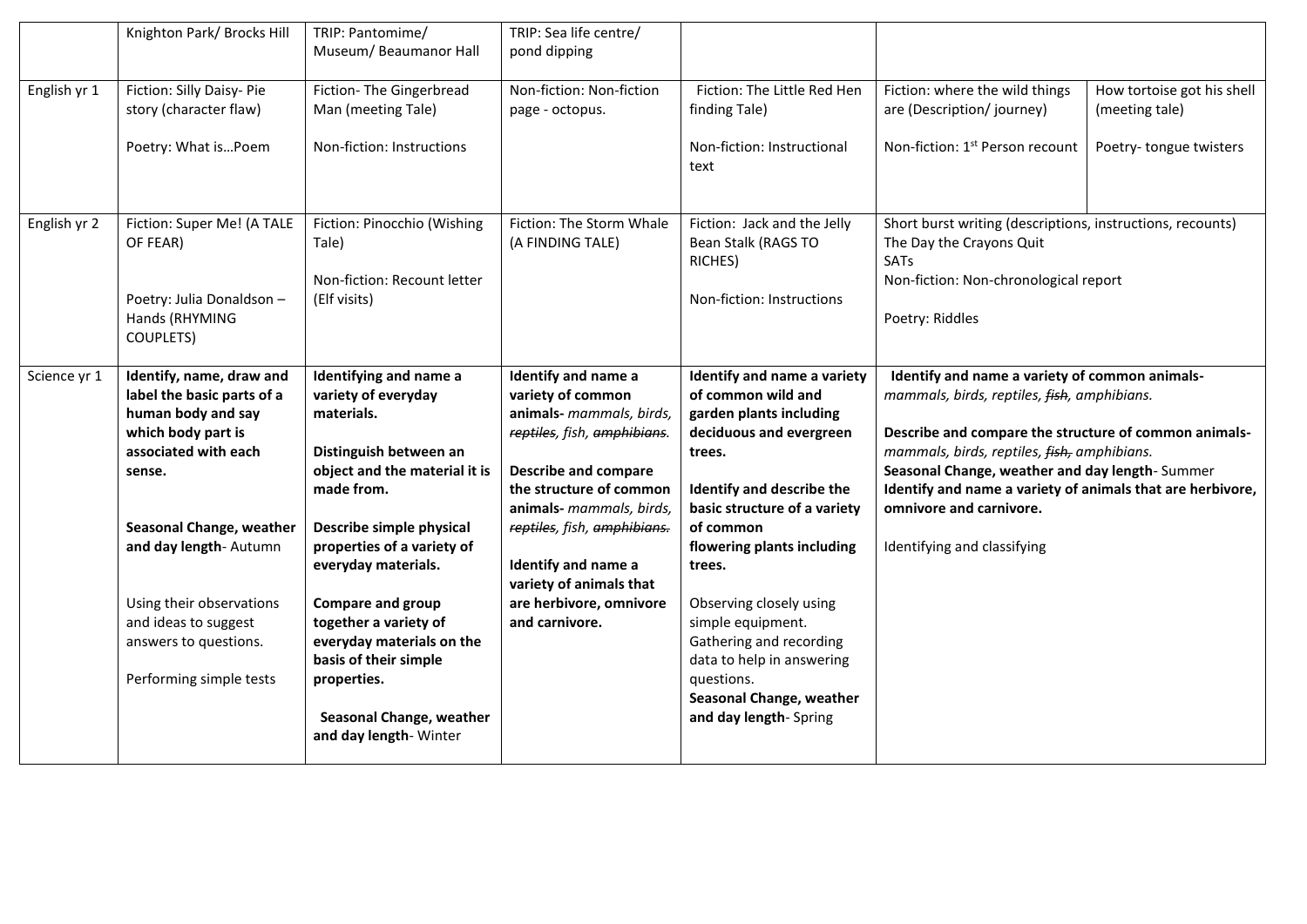| | Knighton Park/ Brocks Hill | TRIP: Pantomime/ Museum/ Beaumanor Hall | TRIP: Sea life centre/ pond dipping | | | |
|---|---|---|---|---|---|---|
| English yr 1 | Fiction: Silly Daisy- Pie story (character flaw)<br><br>Poetry: What is…Poem | Fiction- The Gingerbread Man (meeting Tale)<br><br>Non-fiction: Instructions | Non-fiction: Non-fiction page - octopus. | Fiction: The Little Red Hen finding Tale)<br><br>Non-fiction: Instructional text | Fiction: where the wild things are (Description/ journey)<br><br>Non-fiction: 1st Person recount | How tortoise got his shell (meeting tale)<br><br>Poetry- tongue twisters |
| English yr 2 | Fiction: Super Me! (A TALE OF FEAR)<br><br>Poetry: Julia Donaldson – Hands (RHYMING COUPLETS) | Fiction: Pinocchio (Wishing Tale)<br><br>Non-fiction: Recount letter (Elf visits) | Fiction: The Storm Whale (A FINDING TALE) | Fiction: Jack and the Jelly Bean Stalk (RAGS TO RICHES)<br><br>Non-fiction: Instructions | Short burst writing (descriptions, instructions, recounts)<br>The Day the Crayons Quit<br>SATs<br>Non-fiction: Non-chronological report<br><br>Poetry: Riddles | |
| Science yr 1 | **Identify, name, draw and label the basic parts of a human body and say which body part is associated with each sense.**<br><br>**Seasonal Change, weather and day length**- Autumn<br><br>Using their observations and ideas to suggest answers to questions.<br><br>Performing simple tests | **Identifying and name a variety of everyday materials.**<br><br>**Distinguish between an object and the material it is made from.**<br><br>**Describe simple physical properties of a variety of everyday materials.**<br><br>**Compare and group together a variety of everyday materials on the basis of their simple properties.**<br><br>**Seasonal Change, weather and day length**- Winter | **Identify and name a variety of common animals-** *mammals, birds, ~~reptiles~~, fish, ~~amphibians~~.*<br><br>**Describe and compare the structure of common animals-** *mammals, birds, ~~reptiles~~, fish, ~~amphibians~~.*<br><br>**Identify and name a variety of animals that are herbivore, omnivore and carnivore.** | **Identify and name a variety of common wild and garden plants including deciduous and evergreen trees.**<br><br>**Identify and describe the basic structure of a variety of common flowering plants including trees.**<br><br>Observing closely using simple equipment.<br>Gathering and recording data to help in answering questions.<br>**Seasonal Change, weather and day length**- Spring | **Identify and name a variety of common animals-** *mammals, birds, reptiles, ~~fish~~, amphibians.*<br><br>**Describe and compare the structure of common animals-** *mammals, birds, reptiles, ~~fish,~~ amphibians.*<br>**Seasonal Change, weather and day length**- Summer<br>**Identify and name a variety of animals that are herbivore, omnivore and carnivore.**<br><br>Identifying and classifying | |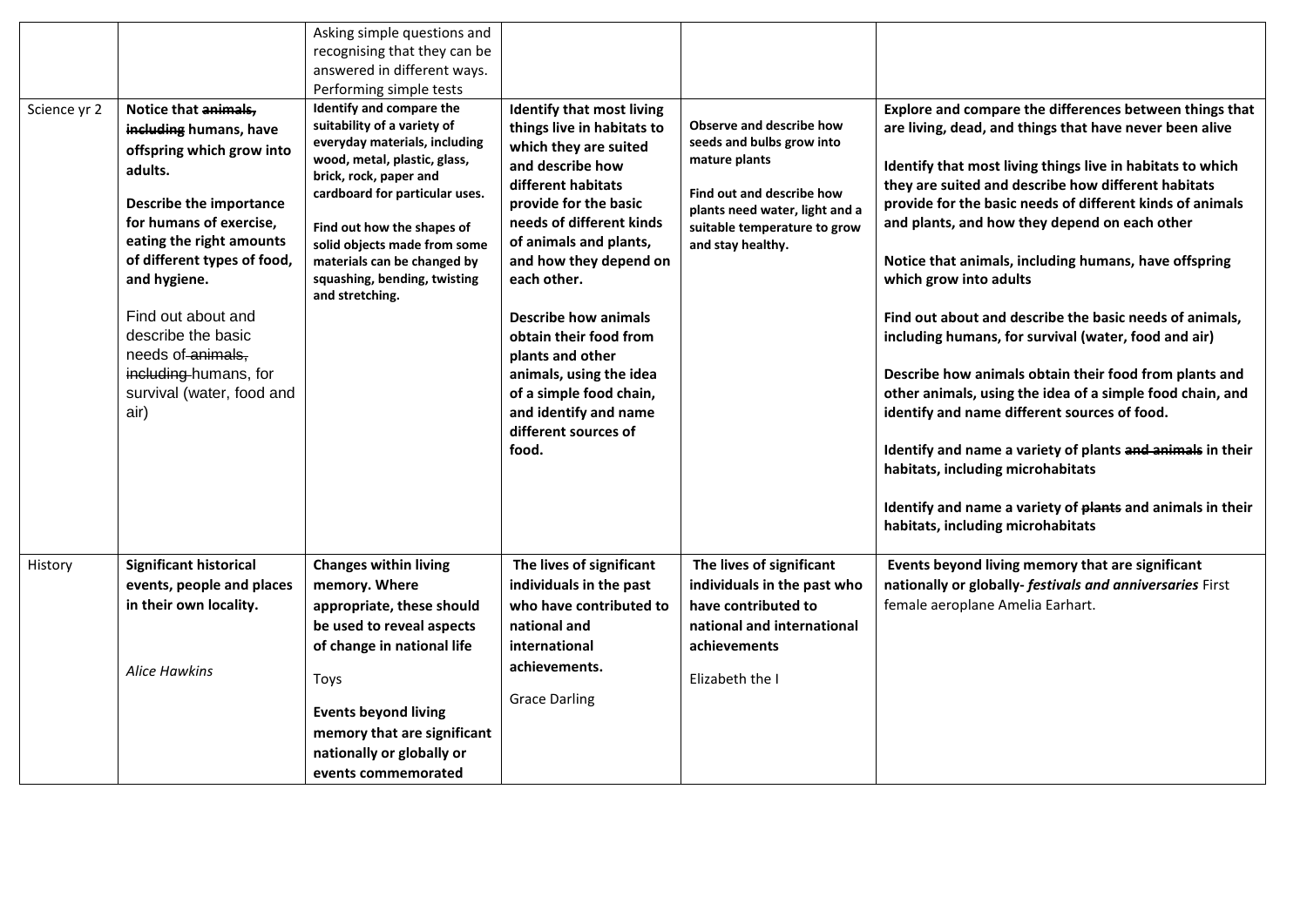| | | | | | |
|---|---|---|---|---|---|
| | | Asking simple questions and recognising that they can be answered in different ways.<br>Performing simple tests | | | |
| Science yr 2 | **Notice that ~~animals, including~~ humans, have offspring which grow into adults.**<br><br>**Describe the importance for humans of exercise, eating the right amounts of different types of food, and hygiene.**<br><br>Find out about and describe the basic needs of ~~animals, including~~ humans, for survival (water, food and air) | **Identify and compare the suitability of a variety of everyday materials, including wood, metal, plastic, glass, brick, rock, paper and cardboard for particular uses.**<br><br>**Find out how the shapes of solid objects made from some materials can be changed by squashing, bending, twisting and stretching.** | **Identify that most living things live in habitats to which they are suited and describe how different habitats provide for the basic needs of different kinds of animals and plants, and how they depend on each other.**<br><br>**Describe how animals obtain their food from plants and other animals, using the idea of a simple food chain, and identify and name different sources of food.** | **Observe and describe how seeds and bulbs grow into mature plants**<br><br>**Find out and describe how plants need water, light and a suitable temperature to grow and stay healthy.** | **Explore and compare the differences between things that are living, dead, and things that have never been alive**<br><br>**Identify that most living things live in habitats to which they are suited and describe how different habitats provide for the basic needs of different kinds of animals and plants, and how they depend on each other**<br><br>**Notice that animals, including humans, have offspring which grow into adults**<br><br>**Find out about and describe the basic needs of animals, including humans, for survival (water, food and air)**<br><br>**Describe how animals obtain their food from plants and other animals, using the idea of a simple food chain, and identify and name different sources of food.**<br><br>**Identify and name a variety of plants ~~and animals~~ in their habitats, including microhabitats**<br><br>**Identify and name a variety of ~~plants~~ and animals in their habitats, including microhabitats** |
| History | **Significant historical events, people and places in their own locality.**<br><br>*Alice Hawkins* | **Changes within living memory. Where appropriate, these should be used to reveal aspects of change in national life**<br><br>Toys<br><br>**Events beyond living memory that are significant nationally or globally or events commemorated** | **The lives of significant individuals in the past who have contributed to national and international achievements.**<br><br>Grace Darling | **The lives of significant individuals in the past who have contributed to national and international achievements**<br><br>Elizabeth the I | **Events beyond living memory that are significant nationally or globally- *festivals and anniversaries*** First female aeroplane Amelia Earhart. |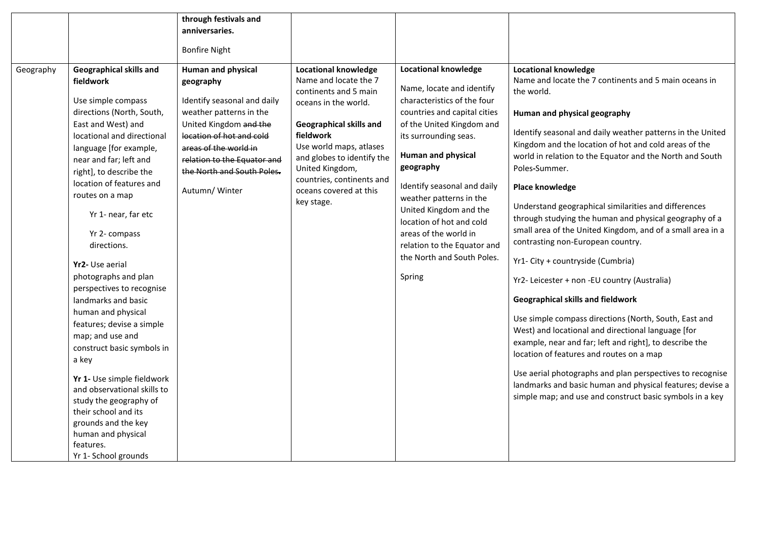|  |  | **through festivals and anniversaries.**<br><br>Bonfire Night |  |  |  |
|---|---|---|---|---|---|
| Geography | **Geographical skills and fieldwork**<br><br>Use simple compass directions (North, South, East and West) and locational and directional language [for example, near and far; left and right], to describe the location of features and routes on a map<br><br>Yr 1- near, far etc<br><br>Yr 2- compass directions.<br><br>**Yr2-** Use aerial photographs and plan perspectives to recognise landmarks and basic human and physical features; devise a simple map; and use and construct basic symbols in a key<br><br>**Yr 1-** Use simple fieldwork and observational skills to study the geography of their school and its grounds and the key human and physical features.<br>Yr 1- School grounds | **Human and physical geography**<br><br>Identify seasonal and daily weather patterns in the United Kingdom ~~and the location of hot and cold areas of the world in relation to the Equator and the North and South Poles.~~<br><br>Autumn/ Winter | **Locational knowledge**<br>Name and locate the 7 continents and 5 main oceans in the world.<br><br>**Geographical skills and fieldwork**<br>Use world maps, atlases and globes to identify the United Kingdom, countries, continents and oceans covered at this key stage. | **Locational knowledge**<br><br>Name, locate and identify characteristics of the four countries and capital cities of the United Kingdom and its surrounding seas.<br><br>**Human and physical geography**<br><br>Identify seasonal and daily weather patterns in the United Kingdom and the location of hot and cold areas of the world in relation to the Equator and the North and South Poles.<br><br>Spring | **Locational knowledge**<br>Name and locate the 7 continents and 5 main oceans in the world.<br><br>**Human and physical geography**<br><br>Identify seasonal and daily weather patterns in the United Kingdom and the location of hot and cold areas of the world in relation to the Equator and the North and South Poles-Summer.<br><br>**Place knowledge**<br><br>Understand geographical similarities and differences through studying the human and physical geography of a small area of the United Kingdom, and of a small area in a contrasting non-European country.<br><br>Yr1- City + countryside (Cumbria)<br><br>Yr2- Leicester + non -EU country (Australia)<br><br>**Geographical skills and fieldwork**<br><br>Use simple compass directions (North, South, East and West) and locational and directional language [for example, near and far; left and right], to describe the location of features and routes on a map<br><br>Use aerial photographs and plan perspectives to recognise landmarks and basic human and physical features; devise a simple map; and use and construct basic symbols in a key |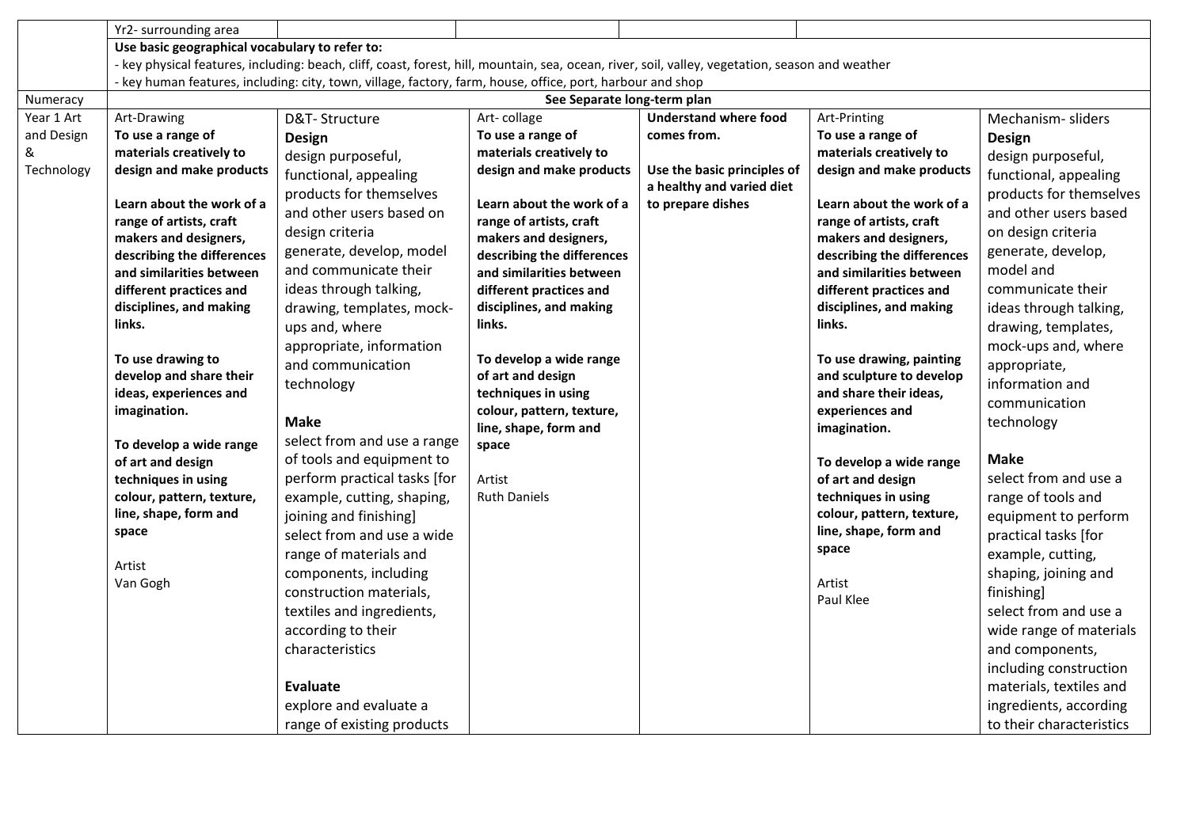| | | | | | | |
|---|---|---|---|---|---|---|
| | Yr2- surrounding area | | | | | |
| | **Use basic geographical vocabulary to refer to:**<br>- key physical features, including: beach, cliff, coast, forest, hill, mountain, sea, ocean, river, soil, valley, vegetation, season and weather<br>- key human features, including: city, town, village, factory, farm, house, office, port, harbour and shop | | | | | |
| Numeracy | **See Separate long-term plan** | | | | | |
| Year 1 Art and Design & Technology | Art-Drawing<br>**To use a range of materials creatively to design and make products**<br><br>**Learn about the work of a range of artists, craft makers and designers, describing the differences and similarities between different practices and disciplines, and making links.**<br><br>**To use drawing to develop and share their ideas, experiences and imagination.**<br><br>**To develop a wide range of art and design techniques in using colour, pattern, texture, line, shape, form and space**<br><br>Artist<br>Van Gogh | D&T- Structure<br>**Design**<br>design purposeful, functional, appealing products for themselves and other users based on design criteria<br>generate, develop, model and communicate their ideas through talking, drawing, templates, mock-ups and, where appropriate, information and communication technology<br><br>**Make**<br>select from and use a range of tools and equipment to perform practical tasks [for example, cutting, shaping, joining and finishing]<br>select from and use a wide range of materials and components, including construction materials, textiles and ingredients, according to their characteristics<br><br>**Evaluate**<br>explore and evaluate a range of existing products | Art- collage<br>**To use a range of materials creatively to design and make products**<br><br>**Learn about the work of a range of artists, craft makers and designers, describing the differences and similarities between different practices and disciplines, and making links.**<br><br>**To develop a wide range of art and design techniques in using colour, pattern, texture, line, shape, form and space**<br><br>Artist<br>Ruth Daniels | **Understand where food comes from.**<br><br>**Use the basic principles of a healthy and varied diet to prepare dishes** | Art-Printing<br>**To use a range of materials creatively to design and make products**<br><br>**Learn about the work of a range of artists, craft makers and designers, describing the differences and similarities between different practices and disciplines, and making links.**<br><br>**To use drawing, painting and sculpture to develop and share their ideas, experiences and imagination.**<br><br>**To develop a wide range of art and design techniques in using colour, pattern, texture, line, shape, form and space**<br><br>Artist<br>Paul Klee | Mechanism- sliders<br>**Design**<br>design purposeful, functional, appealing products for themselves and other users based on design criteria<br>generate, develop, model and communicate their ideas through talking, drawing, templates, mock-ups and, where appropriate, information and communication technology<br><br>**Make**<br>select from and use a range of tools and equipment to perform practical tasks [for example, cutting, shaping, joining and finishing]<br>select from and use a wide range of materials and components, including construction materials, textiles and ingredients, according to their characteristics |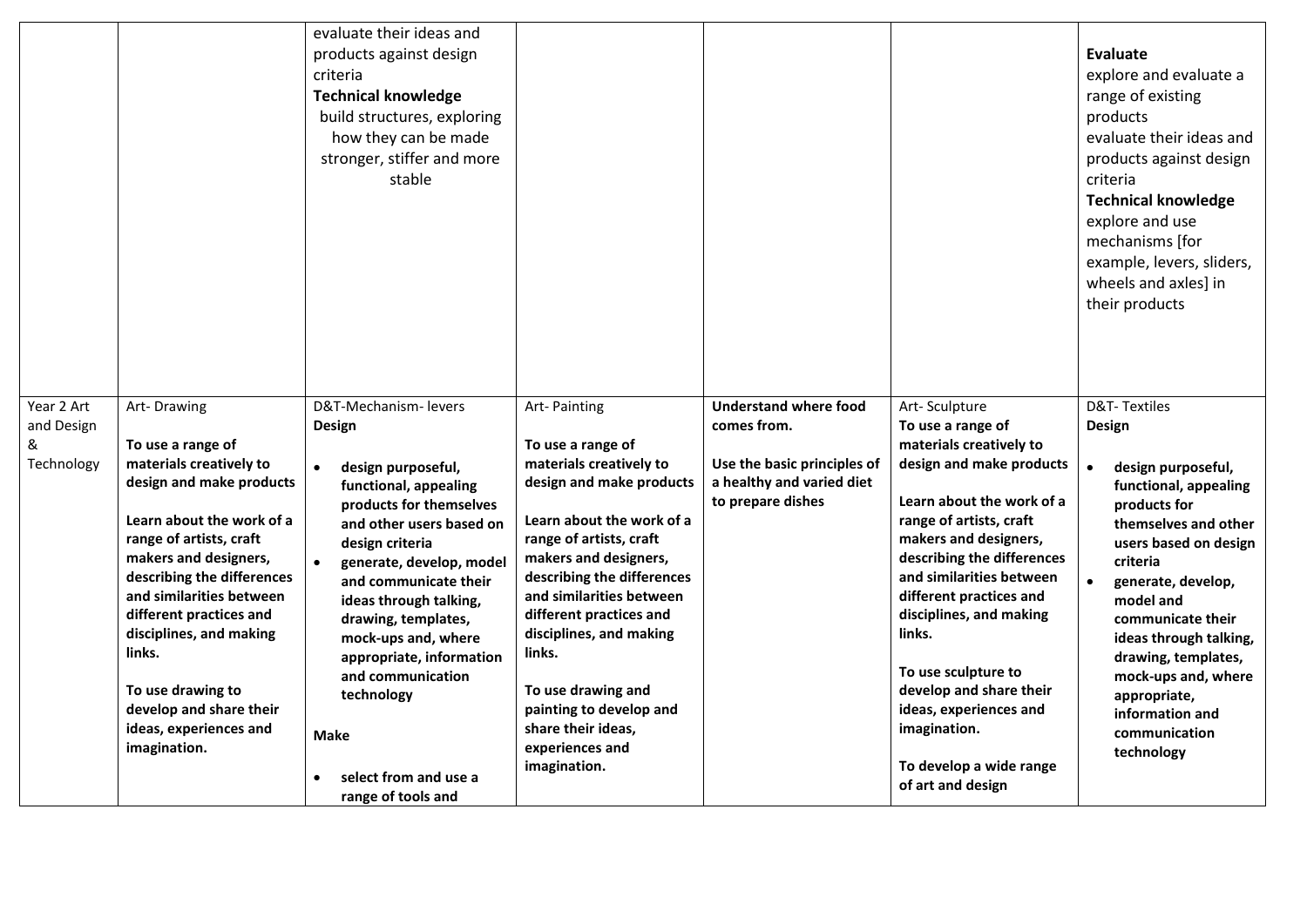| | | | | | | |
|---|---|---|---|---|---|---|
| | | evaluate their ideas and products against design criteria<br>**Technical knowledge**<br>build structures, exploring how they can be made stronger, stiffer and more stable | | | | **Evaluate**<br>explore and evaluate a range of existing products<br>evaluate their ideas and products against design criteria<br>**Technical knowledge**<br>explore and use mechanisms [for example, levers, sliders, wheels and axles] in their products |
| Year 2 Art and Design & Technology | Art- Drawing<br><br>**To use a range of materials creatively to design and make products**<br><br>**Learn about the work of a range of artists, craft makers and designers, describing the differences and similarities between different practices and disciplines, and making links.**<br><br>**To use drawing to develop and share their ideas, experiences and imagination.** | D&T-Mechanism- levers<br>**Design**<br><br>• **design purposeful, functional, appealing products for themselves and other users based on design criteria**<br>• **generate, develop, model and communicate their ideas through talking, drawing, templates, mock-ups and, where appropriate, information and communication technology**<br><br>**Make**<br><br>• **select from and use a range of tools and** | Art- Painting<br><br>**To use a range of materials creatively to design and make products**<br><br>**Learn about the work of a range of artists, craft makers and designers, describing the differences and similarities between different practices and disciplines, and making links.**<br><br>**To use drawing and painting to develop and share their ideas, experiences and imagination.** | **Understand where food comes from.**<br><br>**Use the basic principles of a healthy and varied diet to prepare dishes** | Art- Sculpture<br>**To use a range of materials creatively to design and make products**<br><br>**Learn about the work of a range of artists, craft makers and designers, describing the differences and similarities between different practices and disciplines, and making links.**<br><br>**To use sculpture to develop and share their ideas, experiences and imagination.**<br><br>**To develop a wide range of art and design** | D&T- Textiles<br>**Design**<br><br>• **design purposeful, functional, appealing products for themselves and other users based on design criteria**<br>• **generate, develop, model and communicate their ideas through talking, drawing, templates, mock-ups and, where appropriate, information and communication technology** |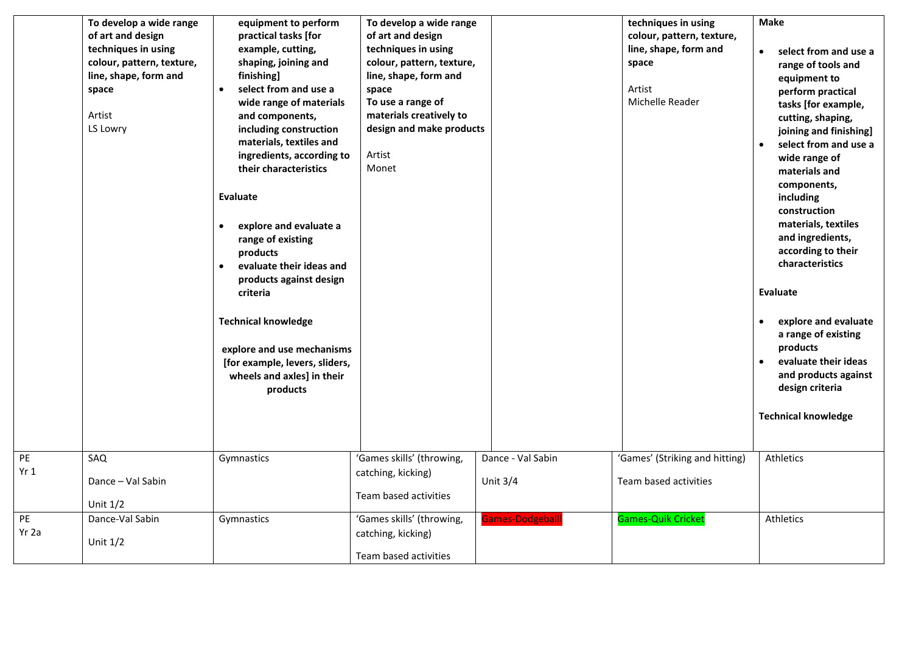| | | | | | | |
|---|---|---|---|---|---|---|
| | **To develop a wide range of art and design techniques in using colour, pattern, texture, line, shape, form and space**<br><br>Artist<br>LS Lowry | **equipment to perform practical tasks [for example, cutting, shaping, joining and finishing]**<br>• **select from and use a wide range of materials and components, including construction materials, textiles and ingredients, according to their characteristics**<br><br>**Evaluate**<br><br>• **explore and evaluate a range of existing products**<br>• **evaluate their ideas and products against design criteria**<br><br>**Technical knowledge**<br><br>**explore and use mechanisms [for example, levers, sliders, wheels and axles] in their products** | **To develop a wide range of art and design techniques in using colour, pattern, texture, line, shape, form and space**<br>**To use a range of materials creatively to design and make products**<br><br>Artist<br>Monet | | **techniques in using colour, pattern, texture, line, shape, form and space**<br><br>Artist<br>Michelle Reader | **Make**<br><br>• **select from and use a range of tools and equipment to perform practical tasks [for example, cutting, shaping, joining and finishing]**<br>• **select from and use a wide range of materials and components, including construction materials, textiles and ingredients, according to their characteristics**<br><br>**Evaluate**<br><br>• **explore and evaluate a range of existing products**<br>• **evaluate their ideas and products against design criteria**<br><br>**Technical knowledge** |
| PE<br>Yr 1 | SAQ<br><br>Dance – Val Sabin<br><br>Unit 1/2 | Gymnastics | 'Games skills' (throwing, catching, kicking)<br><br>Team based activities | Dance - Val Sabin<br><br>Unit 3/4 | 'Games' (Striking and hitting)<br><br>Team based activities | Athletics |
| PE<br>Yr 2a | Dance-Val Sabin<br><br>Unit 1/2 | Gymnastics | 'Games skills' (throwing, catching, kicking)<br><br>Team based activities | Games-Dodgeball | Games-Quik Cricket | Athletics |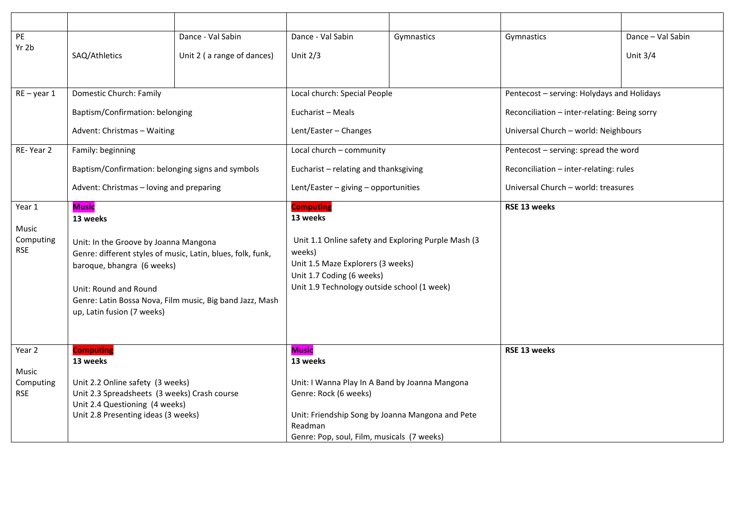| | | | | | | |
|---|---|---|---|---|---|---|
| PE<br>Yr 2b | SAQ/Athletics | Dance - Val Sabin<br><br>Unit 2 ( a range of dances) | Dance - Val Sabin<br><br>Unit 2/3 | Gymnastics | Gymnastics | Dance – Val Sabin<br><br>Unit 3/4 |
| RE – year 1 | Domestic Church: Family<br><br>Baptism/Confirmation: belonging<br><br>Advent: Christmas – Waiting | | Local church: Special People<br><br>Eucharist – Meals<br><br>Lent/Easter – Changes | | Pentecost – serving: Holydays and Holidays<br><br>Reconciliation – inter-relating: Being sorry<br><br>Universal Church – world: Neighbours | |
| RE- Year 2 | Family: beginning<br><br>Baptism/Confirmation: belonging signs and symbols<br><br>Advent: Christmas – loving and preparing | | Local church – community<br><br>Eucharist – relating and thanksgiving<br><br>Lent/Easter – giving – opportunities | | Pentecost – serving: spread the word<br><br>Reconciliation – inter-relating: rules<br><br>Universal Church – world: treasures | |
| Year 1<br><br>Music<br>Computing<br>RSE | **Music**<br>**13 weeks**<br><br>Unit: In the Groove by Joanna Mangona<br>Genre: different styles of music, Latin, blues, folk, funk, baroque, bhangra (6 weeks)<br><br>Unit: Round and Round<br>Genre: Latin Bossa Nova, Film music, Big band Jazz, Mash up, Latin fusion (7 weeks) | | **Computing**<br>**13 weeks**<br><br>Unit 1.1 Online safety and Exploring Purple Mash (3 weeks)<br>Unit 1.5 Maze Explorers (3 weeks)<br>Unit 1.7 Coding (6 weeks)<br>Unit 1.9 Technology outside school (1 week) | | **RSE 13 weeks** | |
| Year 2<br><br>Music<br>Computing<br>RSE | **Computing**<br>**13 weeks**<br><br>Unit 2.2 Online safety (3 weeks)<br>Unit 2.3 Spreadsheets (3 weeks) Crash course<br>Unit 2.4 Questioning (4 weeks)<br>Unit 2.8 Presenting ideas (3 weeks) | | **Music**<br>**13 weeks**<br><br>Unit: I Wanna Play In A Band by Joanna Mangona<br>Genre: Rock (6 weeks)<br><br>Unit: Friendship Song by Joanna Mangona and Pete Readman<br>Genre: Pop, soul, Film, musicals (7 weeks) | | **RSE 13 weeks** | |